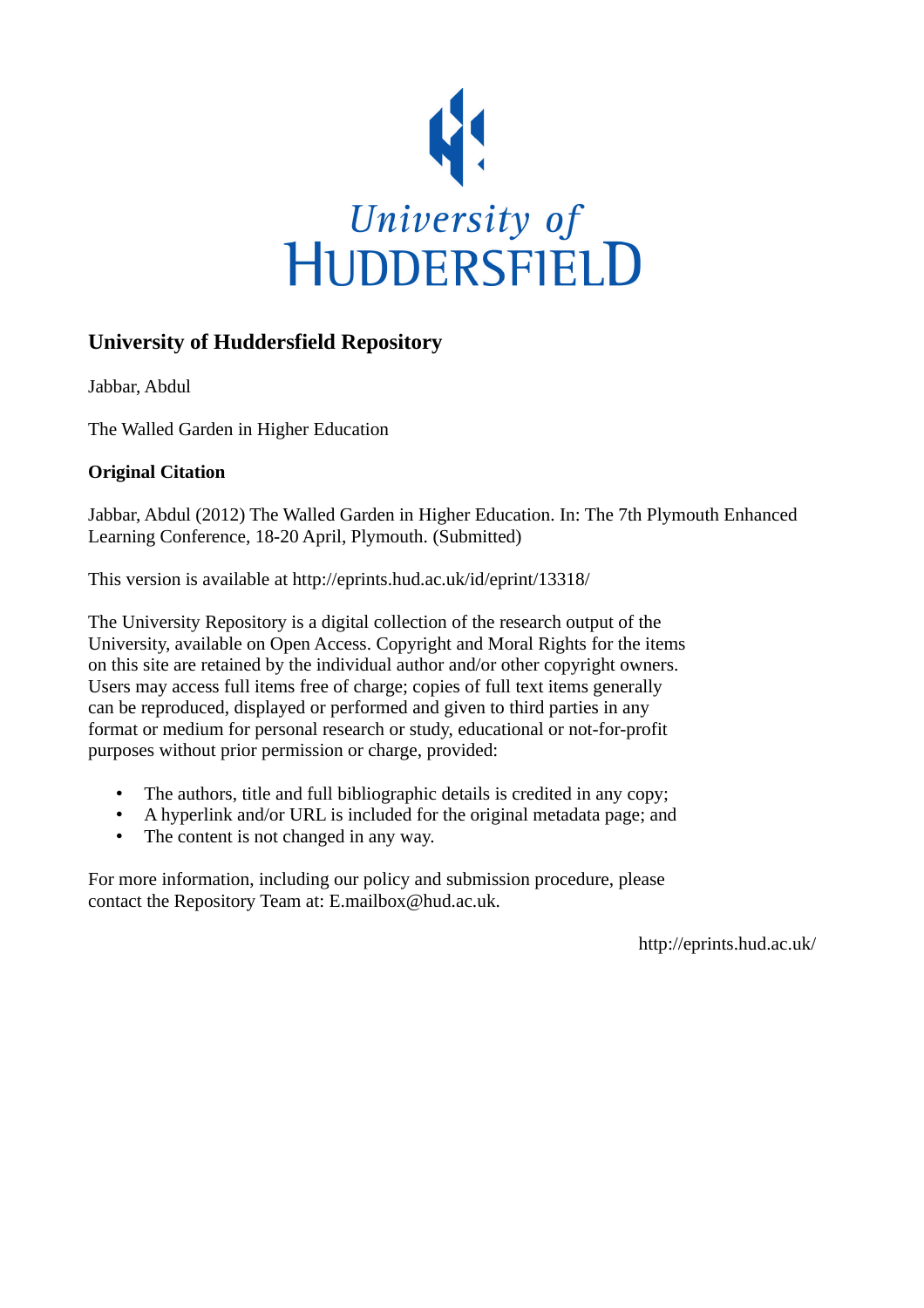University of
HUDDERSFIELD

## University of Huddersfield Repository

Jabbar, Abdul

The Walled Garden in Higher Education

### Original Citation

Jabbar, Abdul (2012) The Walled Garden in Higher Education. In: The 7th Plymouth Enhanced Learning Conference, 18-20 April, Plymouth. (Submitted)

This version is available at http://eprints.hud.ac.uk/id/eprint/13318/

The University Repository is a digital collection of the research output of the University, available on Open Access. Copyright and Moral Rights for the items on this site are retained by the individual author and/or other copyright owners. Users may access full items free of charge; copies of full text items generally can be reproduced, displayed or performed and given to third parties in any format or medium for personal research or study, educational or not-for-profit purposes without prior permission or charge, provided:

- The authors, title and full bibliographic details is credited in any copy;
- A hyperlink and/or URL is included for the original metadata page; and
- The content is not changed in any way.

For more information, including our policy and submission procedure, please contact the Repository Team at: E.mailbox@hud.ac.uk.

http://eprints.hud.ac.uk/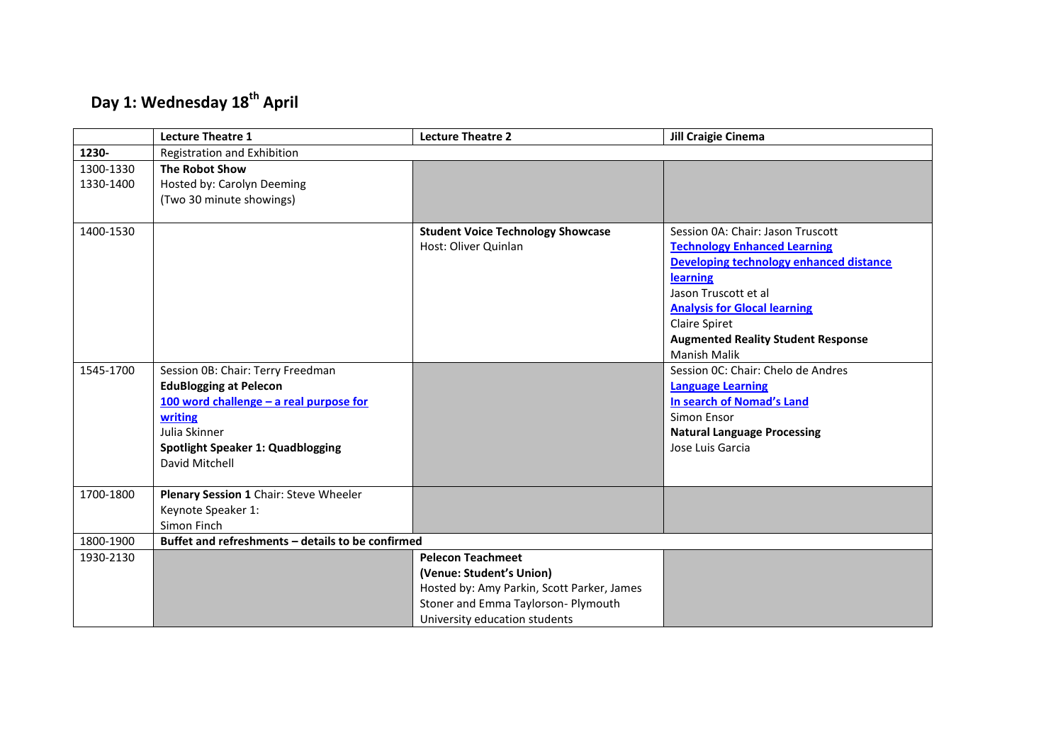## Day 1: Wednesday 18th April

| | Lecture Theatre 1 | Lecture Theatre 2 | Jill Craigie Cinema |
|---|---|---|---|
| **1230-** | Registration and Exhibition | | |
| 1300-1330<br>1330-1400 | **The Robot Show**<br>Hosted by: Carolyn Deeming<br>(Two 30 minute showings) | | |
| 1400-1530 | | **Student Voice Technology Showcase**<br>Host: Oliver Quinlan | Session 0A: Chair: Jason Truscott<br>**Technology Enhanced Learning**<br>**Developing technology enhanced distance learning**<br>Jason Truscott et al<br>**Analysis for Glocal learning**<br>Claire Spiret<br>**Augmented Reality Student Response**<br>Manish Malik |
| 1545-1700 | Session 0B: Chair: Terry Freedman<br>**EduBlogging at Pelecon**<br>**100 word challenge – a real purpose for writing**<br>Julia Skinner<br>**Spotlight Speaker 1: Quadblogging**<br>David Mitchell | | Session 0C: Chair: Chelo de Andres<br>**Language Learning**<br>**In search of Nomad's Land**<br>Simon Ensor<br>**Natural Language Processing**<br>Jose Luis Garcia |
| 1700-1800 | **Plenary Session 1** Chair: Steve Wheeler<br>Keynote Speaker 1:<br>Simon Finch | | |
| 1800-1900 | **Buffet and refreshments – details to be confirmed** | | |
| 1930-2130 | | **Pelecon Teachmeet**<br>**(Venue: Student's Union)**<br>Hosted by: Amy Parkin, Scott Parker, James Stoner and Emma Taylorson- Plymouth University education students | |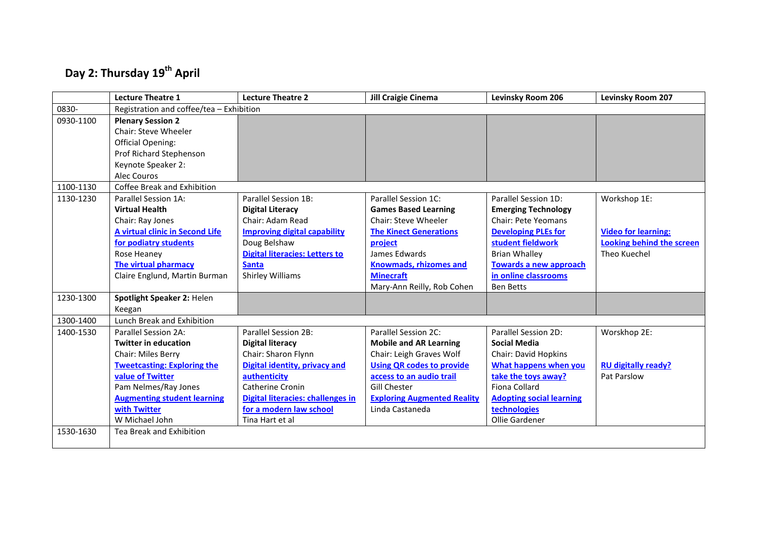## Day 2: Thursday 19th April

| | Lecture Theatre 1 | Lecture Theatre 2 | Jill Craigie Cinema | Levinsky Room 206 | Levinsky Room 207 |
|---|---|---|---|---|---|
| 0830- | Registration and coffee/tea – Exhibition | | | | |
| 0930-1100 | **Plenary Session 2**<br>Chair: Steve Wheeler<br>Official Opening:<br>Prof Richard Stephenson<br>Keynote Speaker 2:<br>Alec Couros | | | | |
| 1100-1130 | Coffee Break and Exhibition | | | | |
| 1130-1230 | Parallel Session 1A:<br>**Virtual Health**<br>Chair: Ray Jones<br>**A virtual clinic in Second Life for podiatry students**<br>Rose Heaney<br>**The virtual pharmacy**<br>Claire Englund, Martin Burman | Parallel Session 1B:<br>**Digital Literacy**<br>Chair: Adam Read<br>**Improving digital capability**<br>Doug Belshaw<br>**Digital literacies: Letters to Santa**<br>Shirley Williams | Parallel Session 1C:<br>**Games Based Learning**<br>Chair: Steve Wheeler<br>**The Kinect Generations project**<br>James Edwards<br>**Knowmads, rhizomes and Minecraft**<br>Mary-Ann Reilly, Rob Cohen | Parallel Session 1D:<br>**Emerging Technology**<br>Chair: Pete Yeomans<br>**Developing PLEs for student fieldwork**<br>Brian Whalley<br>**Towards a new approach in online classrooms**<br>Ben Betts | Workshop 1E:<br><br>**Video for learning: Looking behind the screen**<br>Theo Kuechel |
| 1230-1300 | **Spotlight Speaker 2:** Helen Keegan | | | | |
| 1300-1400 | Lunch Break and Exhibition | | | | |
| 1400-1530 | Parallel Session 2A:<br>**Twitter in education**<br>Chair: Miles Berry<br>**Tweetcasting: Exploring the value of Twitter**<br>Pam Nelmes/Ray Jones<br>**Augmenting student learning with Twitter**<br>W Michael John | Parallel Session 2B:<br>**Digital literacy**<br>Chair: Sharon Flynn<br>**Digital identity, privacy and authenticity**<br>Catherine Cronin<br>**Digital literacies: challenges in for a modern law school**<br>Tina Hart et al | Parallel Session 2C:<br>**Mobile and AR Learning**<br>Chair: Leigh Graves Wolf<br>**Using QR codes to provide access to an audio trail**<br>Gill Chester<br>**Exploring Augmented Reality**<br>Linda Castaneda | Parallel Session 2D:<br>**Social Media**<br>Chair: David Hopkins<br>**What happens when you take the toys away?**<br>Fiona Collard<br>**Adopting social learning technologies**<br>Ollie Gardener | Worshop 2E:<br><br>**RU digitally ready?**<br>Pat Parslow |
| 1530-1630 | Tea Break and Exhibition | | | | |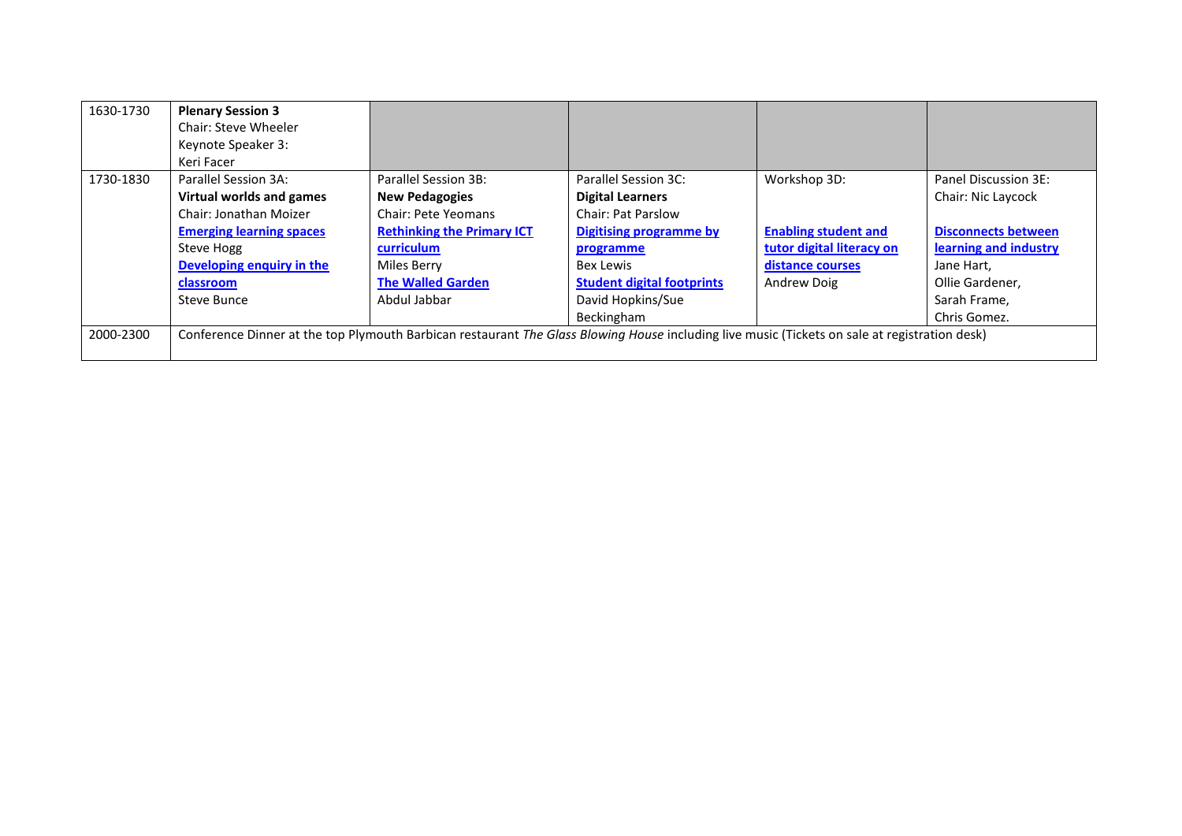| | | | | | |
|---|---|---|---|---|---|
| 1630-1730 | **Plenary Session 3**<br>Chair: Steve Wheeler<br>Keynote Speaker 3:<br>Keri Facer | | | | |
| 1730-1830 | Parallel Session 3A:<br>**Virtual worlds and games**<br>Chair: Jonathan Moizer<br>**Emerging learning spaces**<br>Steve Hogg<br>**Developing enquiry in the classroom**<br>Steve Bunce | Parallel Session 3B:<br>**New Pedagogies**<br>Chair: Pete Yeomans<br>**Rethinking the Primary ICT curriculum**<br>Miles Berry<br>**The Walled Garden**<br>Abdul Jabbar | Parallel Session 3C:<br>**Digital Learners**<br>Chair: Pat Parslow<br>**Digitising programme by programme**<br>Bex Lewis<br>**Student digital footprints**<br>David Hopkins/Sue Beckingham | Workshop 3D:<br><br>**Enabling student and tutor digital literacy on distance courses**<br>Andrew Doig | Panel Discussion 3E:<br>Chair: Nic Laycock<br>**Disconnects between learning and industry**<br>Jane Hart,<br>Ollie Gardener,<br>Sarah Frame,<br>Chris Gomez. |
| 2000-2300 | Conference Dinner at the top Plymouth Barbican restaurant *The Glass Blowing House* including live music (Tickets on sale at registration desk) | | | | |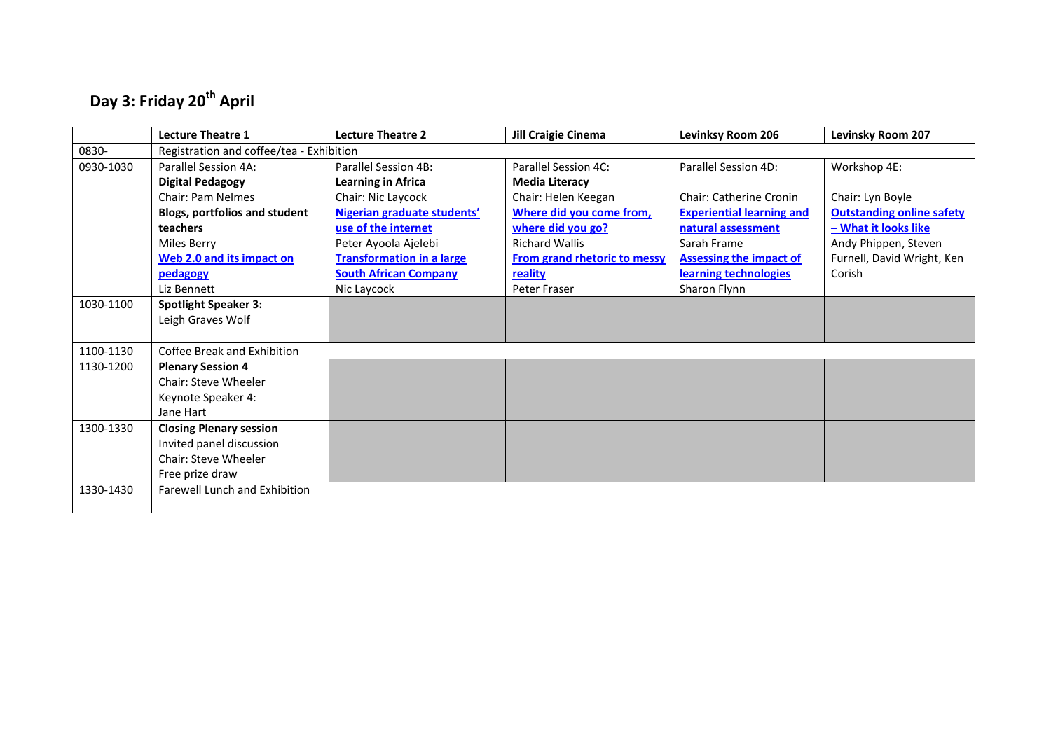# Day 3: Friday 20th April

| | Lecture Theatre 1 | Lecture Theatre 2 | Jill Craigie Cinema | Levinksy Room 206 | Levinsky Room 207 |
|---|---|---|---|---|---|
| 0830- | Registration and coffee/tea - Exhibition | | | | |
| 0930-1030 | Parallel Session 4A: **Digital Pedagogy** Chair: Pam Nelmes **Blogs, portfolios and student teachers** Miles Berry **Web 2.0 and its impact on pedagogy** Liz Bennett | Parallel Session 4B: **Learning in Africa** Chair: Nic Laycock **Nigerian graduate students' use of the internet** Peter Ayoola Ajelebi **Transformation in a large South African Company** Nic Laycock | Parallel Session 4C: **Media Literacy** Chair: Helen Keegan **Where did you come from, where did you go?** Richard Wallis **From grand rhetoric to messy reality** Peter Fraser | Parallel Session 4D: Chair: Catherine Cronin **Experiential learning and natural assessment** Sarah Frame **Assessing the impact of learning technologies** Sharon Flynn | Workshop 4E: Chair: Lyn Boyle **Outstanding online safety – What it looks like** Andy Phippen, Steven Furnell, David Wright, Ken Corish |
| 1030-1100 | **Spotlight Speaker 3:** Leigh Graves Wolf | | | | |
| 1100-1130 | Coffee Break and Exhibition | | | | |
| 1130-1200 | **Plenary Session 4** Chair: Steve Wheeler Keynote Speaker 4: Jane Hart | | | | |
| 1300-1330 | **Closing Plenary session** Invited panel discussion Chair: Steve Wheeler Free prize draw | | | | |
| 1330-1430 | Farewell Lunch and Exhibition | | | | |